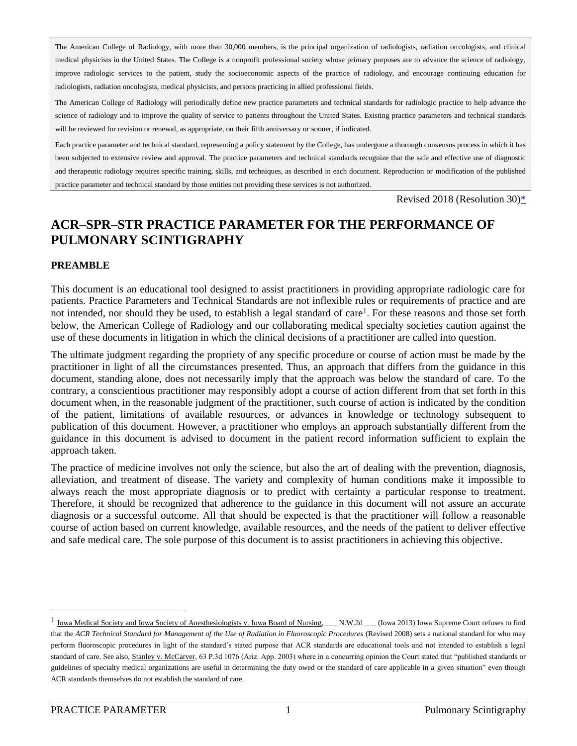The American College of Radiology, with more than 30,000 members, is the principal organization of radiologists, radiation oncologists, and clinical medical physicists in the United States. The College is a nonprofit professional society whose primary purposes are to advance the science of radiology, improve radiologic services to the patient, study the socioeconomic aspects of the practice of radiology, and encourage continuing education for radiologists, radiation oncologists, medical physicists, and persons practicing in allied professional fields.

The American College of Radiology will periodically define new practice parameters and technical standards for radiologic practice to help advance the science of radiology and to improve the quality of service to patients throughout the United States. Existing practice parameters and technical standards will be reviewed for revision or renewal, as appropriate, on their fifth anniversary or sooner, if indicated.

Each practice parameter and technical standard, representing a policy statement by the College, has undergone a thorough consensus process in which it has been subjected to extensive review and approval. The practice parameters and technical standards recognize that the safe and effective use of diagnostic and therapeutic radiology requires specific training, skills, and techniques, as described in each document. Reproduction or modification of the published practice parameter and technical standard by those entities not providing these services is not authorized.

Revised 2018 (Resolution 30)*

# ACR–SPR–STR PRACTICE PARAMETER FOR THE PERFORMANCE OF PULMONARY SCINTIGRAPHY

## PREAMBLE

This document is an educational tool designed to assist practitioners in providing appropriate radiologic care for patients. Practice Parameters and Technical Standards are not inflexible rules or requirements of practice and are not intended, nor should they be used, to establish a legal standard of care[1]. For these reasons and those set forth below, the American College of Radiology and our collaborating medical specialty societies caution against the use of these documents in litigation in which the clinical decisions of a practitioner are called into question.

The ultimate judgment regarding the propriety of any specific procedure or course of action must be made by the practitioner in light of all the circumstances presented. Thus, an approach that differs from the guidance in this document, standing alone, does not necessarily imply that the approach was below the standard of care. To the contrary, a conscientious practitioner may responsibly adopt a course of action different from that set forth in this document when, in the reasonable judgment of the practitioner, such course of action is indicated by the condition of the patient, limitations of available resources, or advances in knowledge or technology subsequent to publication of this document. However, a practitioner who employs an approach substantially different from the guidance in this document is advised to document in the patient record information sufficient to explain the approach taken.

The practice of medicine involves not only the science, but also the art of dealing with the prevention, diagnosis, alleviation, and treatment of disease. The variety and complexity of human conditions make it impossible to always reach the most appropriate diagnosis or to predict with certainty a particular response to treatment. Therefore, it should be recognized that adherence to the guidance in this document will not assure an accurate diagnosis or a successful outcome. All that should be expected is that the practitioner will follow a reasonable course of action based on current knowledge, available resources, and the needs of the patient to deliver effective and safe medical care. The sole purpose of this document is to assist practitioners in achieving this objective.

---

[1] Iowa Medical Society and Iowa Society of Anesthesiologists v. Iowa Board of Nursing, ___ N.W.2d ___ (Iowa 2013) Iowa Supreme Court refuses to find that the *ACR Technical Standard for Management of the Use of Radiation in Fluoroscopic Procedures* (Revised 2008) sets a national standard for who may perform fluoroscopic procedures in light of the standard's stated purpose that ACR standards are educational tools and not intended to establish a legal standard of care. See also, Stanley v. McCarver, 63 P.3d 1076 (Ariz. App. 2003) where in a concurring opinion the Court stated that "published standards or guidelines of specialty medical organizations are useful in determining the duty owed or the standard of care applicable in a given situation" even though ACR standards themselves do not establish the standard of care.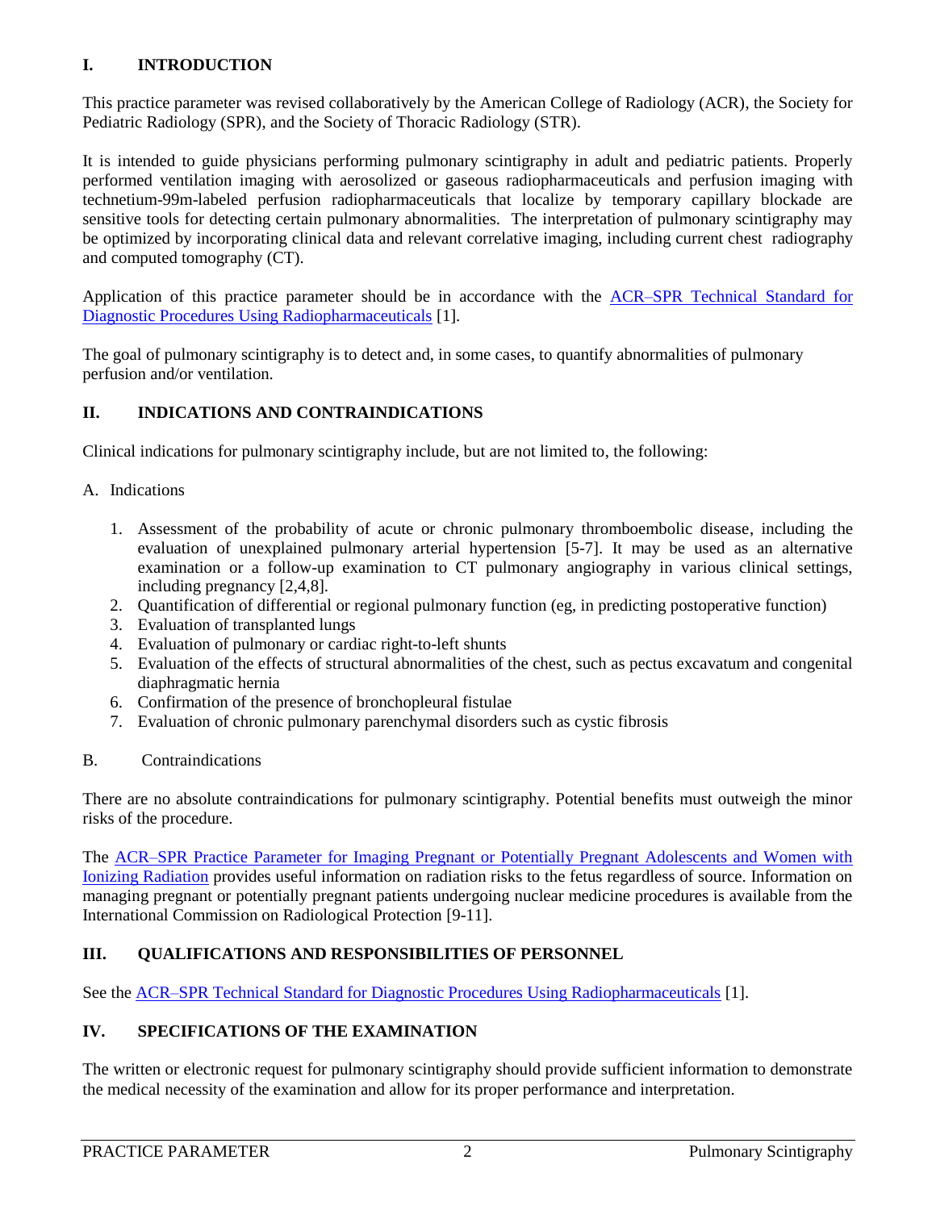## I. INTRODUCTION

This practice parameter was revised collaboratively by the American College of Radiology (ACR), the Society for Pediatric Radiology (SPR), and the Society of Thoracic Radiology (STR).

It is intended to guide physicians performing pulmonary scintigraphy in adult and pediatric patients. Properly performed ventilation imaging with aerosolized or gaseous radiopharmaceuticals and perfusion imaging with technetium-99m-labeled perfusion radiopharmaceuticals that localize by temporary capillary blockade are sensitive tools for detecting certain pulmonary abnormalities. The interpretation of pulmonary scintigraphy may be optimized by incorporating clinical data and relevant correlative imaging, including current chest radiography and computed tomography (CT).

Application of this practice parameter should be in accordance with the ACR–SPR Technical Standard for Diagnostic Procedures Using Radiopharmaceuticals [1].

The goal of pulmonary scintigraphy is to detect and, in some cases, to quantify abnormalities of pulmonary perfusion and/or ventilation.

## II. INDICATIONS AND CONTRAINDICATIONS

Clinical indications for pulmonary scintigraphy include, but are not limited to, the following:

A. Indications

1. Assessment of the probability of acute or chronic pulmonary thromboembolic disease, including the evaluation of unexplained pulmonary arterial hypertension [5-7]. It may be used as an alternative examination or a follow-up examination to CT pulmonary angiography in various clinical settings, including pregnancy [2,4,8].
2. Quantification of differential or regional pulmonary function (eg, in predicting postoperative function)
3. Evaluation of transplanted lungs
4. Evaluation of pulmonary or cardiac right-to-left shunts
5. Evaluation of the effects of structural abnormalities of the chest, such as pectus excavatum and congenital diaphragmatic hernia
6. Confirmation of the presence of bronchopleural fistulae
7. Evaluation of chronic pulmonary parenchymal disorders such as cystic fibrosis

B. Contraindications

There are no absolute contraindications for pulmonary scintigraphy. Potential benefits must outweigh the minor risks of the procedure.

The ACR–SPR Practice Parameter for Imaging Pregnant or Potentially Pregnant Adolescents and Women with Ionizing Radiation provides useful information on radiation risks to the fetus regardless of source. Information on managing pregnant or potentially pregnant patients undergoing nuclear medicine procedures is available from the International Commission on Radiological Protection [9-11].

## III. QUALIFICATIONS AND RESPONSIBILITIES OF PERSONNEL

See the ACR–SPR Technical Standard for Diagnostic Procedures Using Radiopharmaceuticals [1].

## IV. SPECIFICATIONS OF THE EXAMINATION

The written or electronic request for pulmonary scintigraphy should provide sufficient information to demonstrate the medical necessity of the examination and allow for its proper performance and interpretation.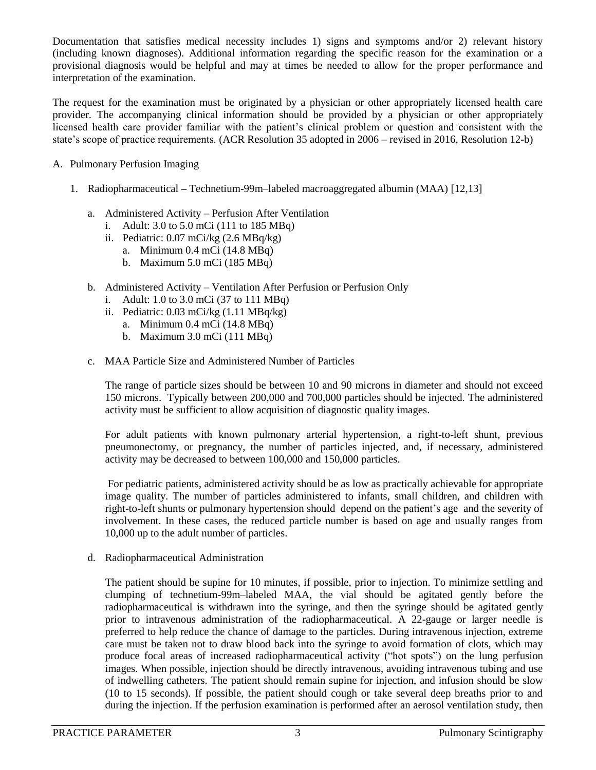Documentation that satisfies medical necessity includes 1) signs and symptoms and/or 2) relevant history (including known diagnoses). Additional information regarding the specific reason for the examination or a provisional diagnosis would be helpful and may at times be needed to allow for the proper performance and interpretation of the examination.

The request for the examination must be originated by a physician or other appropriately licensed health care provider. The accompanying clinical information should be provided by a physician or other appropriately licensed health care provider familiar with the patient's clinical problem or question and consistent with the state's scope of practice requirements. (ACR Resolution 35 adopted in 2006 – revised in 2016, Resolution 12-b)

A. Pulmonary Perfusion Imaging

1. Radiopharmaceutical – Technetium-99m–labeled macroaggregated albumin (MAA) [12,13]

   a. Administered Activity – Perfusion After Ventilation
      i. Adult: 3.0 to 5.0 mCi (111 to 185 MBq)
      ii. Pediatric: 0.07 mCi/kg (2.6 MBq/kg)
         a. Minimum 0.4 mCi (14.8 MBq)
         b. Maximum 5.0 mCi (185 MBq)

   b. Administered Activity – Ventilation After Perfusion or Perfusion Only
      i. Adult: 1.0 to 3.0 mCi (37 to 111 MBq)
      ii. Pediatric: 0.03 mCi/kg (1.11 MBq/kg)
         a. Minimum 0.4 mCi (14.8 MBq)
         b. Maximum 3.0 mCi (111 MBq)

   c. MAA Particle Size and Administered Number of Particles

      The range of particle sizes should be between 10 and 90 microns in diameter and should not exceed 150 microns. Typically between 200,000 and 700,000 particles should be injected. The administered activity must be sufficient to allow acquisition of diagnostic quality images.

      For adult patients with known pulmonary arterial hypertension, a right-to-left shunt, previous pneumonectomy, or pregnancy, the number of particles injected, and, if necessary, administered activity may be decreased to between 100,000 and 150,000 particles.

      For pediatric patients, administered activity should be as low as practically achievable for appropriate image quality. The number of particles administered to infants, small children, and children with right-to-left shunts or pulmonary hypertension should depend on the patient's age and the severity of involvement. In these cases, the reduced particle number is based on age and usually ranges from 10,000 up to the adult number of particles.

   d. Radiopharmaceutical Administration

      The patient should be supine for 10 minutes, if possible, prior to injection. To minimize settling and clumping of technetium-99m–labeled MAA, the vial should be agitated gently before the radiopharmaceutical is withdrawn into the syringe, and then the syringe should be agitated gently prior to intravenous administration of the radiopharmaceutical. A 22-gauge or larger needle is preferred to help reduce the chance of damage to the particles. During intravenous injection, extreme care must be taken not to draw blood back into the syringe to avoid formation of clots, which may produce focal areas of increased radiopharmaceutical activity ("hot spots") on the lung perfusion images. When possible, injection should be directly intravenous, avoiding intravenous tubing and use of indwelling catheters. The patient should remain supine for injection, and infusion should be slow (10 to 15 seconds). If possible, the patient should cough or take several deep breaths prior to and during the injection. If the perfusion examination is performed after an aerosol ventilation study, then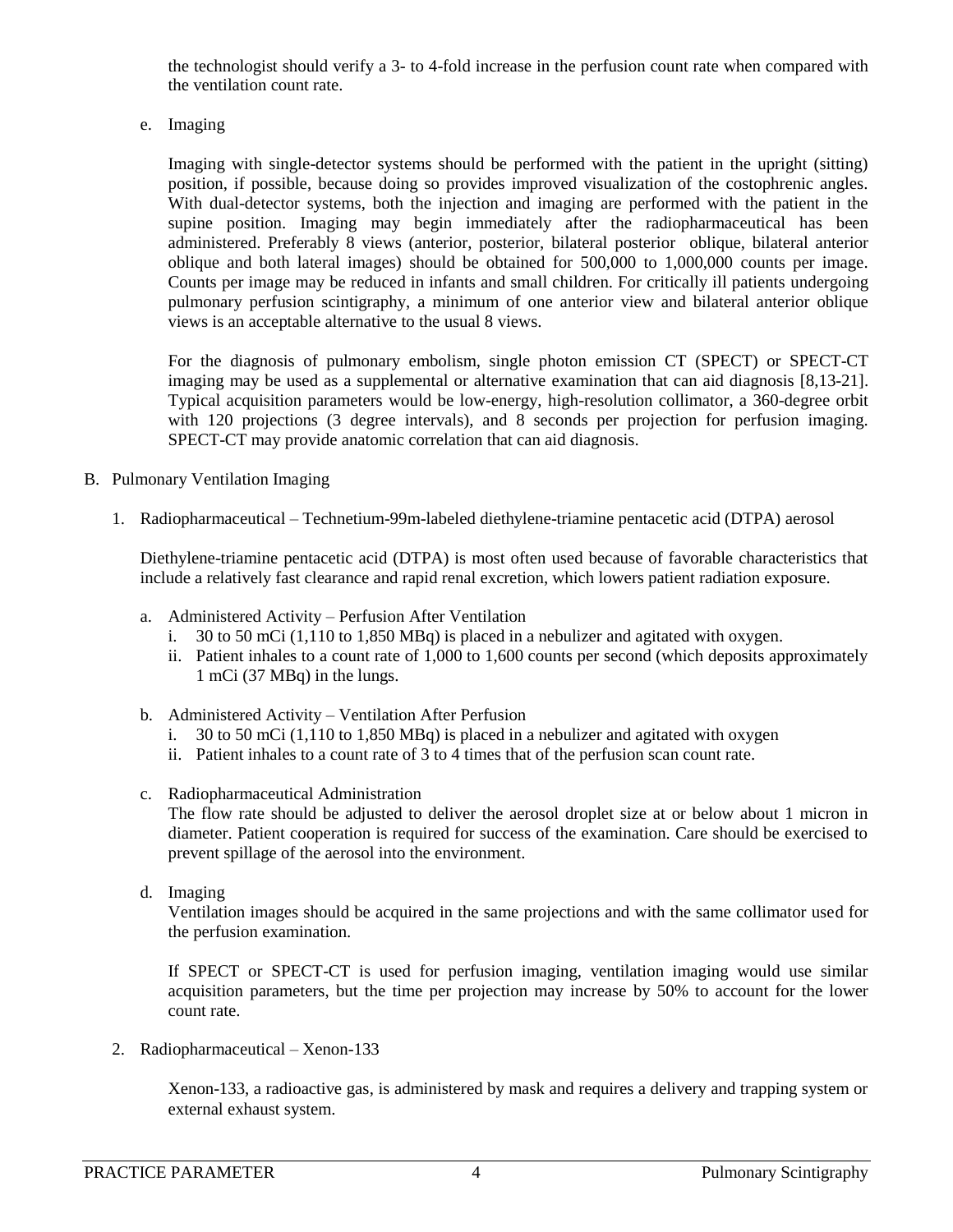the technologist should verify a 3- to 4-fold increase in the perfusion count rate when compared with the ventilation count rate.

e. Imaging

Imaging with single-detector systems should be performed with the patient in the upright (sitting) position, if possible, because doing so provides improved visualization of the costophrenic angles. With dual-detector systems, both the injection and imaging are performed with the patient in the supine position. Imaging may begin immediately after the radiopharmaceutical has been administered. Preferably 8 views (anterior, posterior, bilateral posterior oblique, bilateral anterior oblique and both lateral images) should be obtained for 500,000 to 1,000,000 counts per image. Counts per image may be reduced in infants and small children. For critically ill patients undergoing pulmonary perfusion scintigraphy, a minimum of one anterior view and bilateral anterior oblique views is an acceptable alternative to the usual 8 views.

For the diagnosis of pulmonary embolism, single photon emission CT (SPECT) or SPECT-CT imaging may be used as a supplemental or alternative examination that can aid diagnosis [8,13-21]. Typical acquisition parameters would be low-energy, high-resolution collimator, a 360-degree orbit with 120 projections (3 degree intervals), and 8 seconds per projection for perfusion imaging. SPECT-CT may provide anatomic correlation that can aid diagnosis.

B. Pulmonary Ventilation Imaging

1. Radiopharmaceutical – Technetium-99m-labeled diethylene-triamine pentacetic acid (DTPA) aerosol

   Diethylene-triamine pentacetic acid (DTPA) is most often used because of favorable characteristics that include a relatively fast clearance and rapid renal excretion, which lowers patient radiation exposure.

   a. Administered Activity – Perfusion After Ventilation
      i. 30 to 50 mCi (1,110 to 1,850 MBq) is placed in a nebulizer and agitated with oxygen.
      ii. Patient inhales to a count rate of 1,000 to 1,600 counts per second (which deposits approximately 1 mCi (37 MBq) in the lungs.

   b. Administered Activity – Ventilation After Perfusion
      i. 30 to 50 mCi (1,110 to 1,850 MBq) is placed in a nebulizer and agitated with oxygen
      ii. Patient inhales to a count rate of 3 to 4 times that of the perfusion scan count rate.

   c. Radiopharmaceutical Administration
      The flow rate should be adjusted to deliver the aerosol droplet size at or below about 1 micron in diameter. Patient cooperation is required for success of the examination. Care should be exercised to prevent spillage of the aerosol into the environment.

   d. Imaging
      Ventilation images should be acquired in the same projections and with the same collimator used for the perfusion examination.

      If SPECT or SPECT-CT is used for perfusion imaging, ventilation imaging would use similar acquisition parameters, but the time per projection may increase by 50% to account for the lower count rate.

2. Radiopharmaceutical – Xenon-133

   Xenon-133, a radioactive gas, is administered by mask and requires a delivery and trapping system or external exhaust system.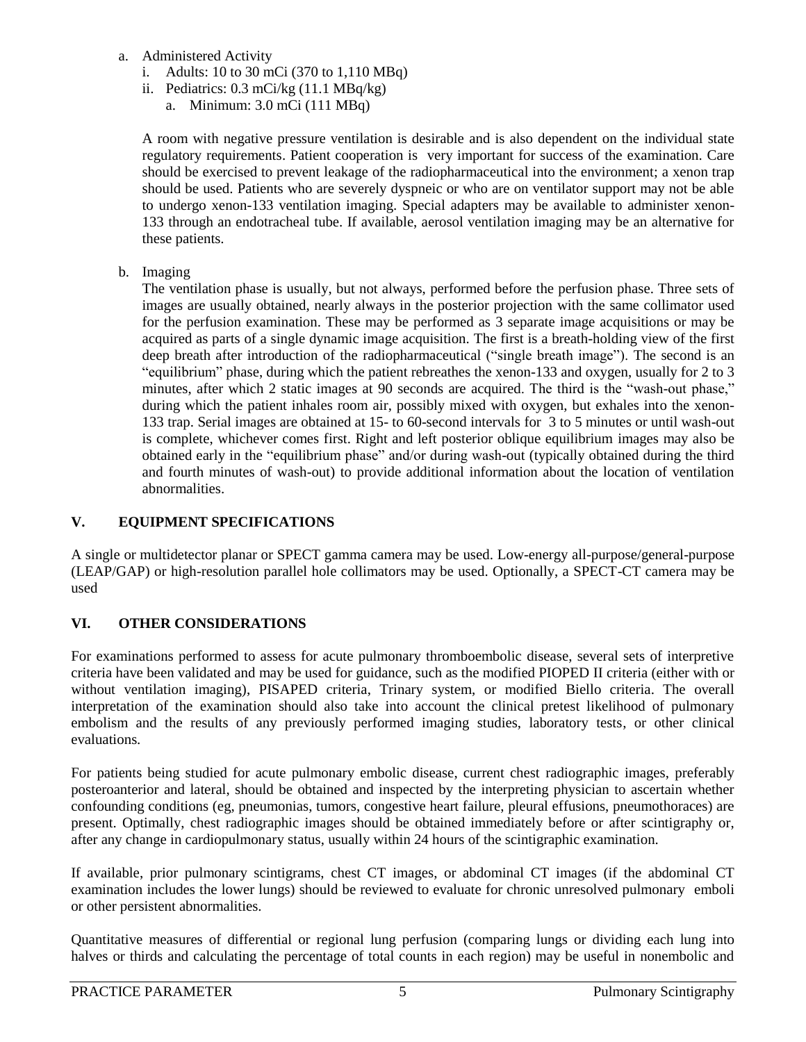a. Administered Activity
   i. Adults: 10 to 30 mCi (370 to 1,110 MBq)
   ii. Pediatrics: 0.3 mCi/kg (11.1 MBq/kg)
      a. Minimum: 3.0 mCi (111 MBq)

   A room with negative pressure ventilation is desirable and is also dependent on the individual state regulatory requirements. Patient cooperation is very important for success of the examination. Care should be exercised to prevent leakage of the radiopharmaceutical into the environment; a xenon trap should be used. Patients who are severely dyspneic or who are on ventilator support may not be able to undergo xenon-133 ventilation imaging. Special adapters may be available to administer xenon-133 through an endotracheal tube. If available, aerosol ventilation imaging may be an alternative for these patients.

b. Imaging

   The ventilation phase is usually, but not always, performed before the perfusion phase. Three sets of images are usually obtained, nearly always in the posterior projection with the same collimator used for the perfusion examination. These may be performed as 3 separate image acquisitions or may be acquired as parts of a single dynamic image acquisition. The first is a breath-holding view of the first deep breath after introduction of the radiopharmaceutical ("single breath image"). The second is an "equilibrium" phase, during which the patient rebreathes the xenon-133 and oxygen, usually for 2 to 3 minutes, after which 2 static images at 90 seconds are acquired. The third is the "wash-out phase," during which the patient inhales room air, possibly mixed with oxygen, but exhales into the xenon-133 trap. Serial images are obtained at 15- to 60-second intervals for 3 to 5 minutes or until wash-out is complete, whichever comes first. Right and left posterior oblique equilibrium images may also be obtained early in the "equilibrium phase" and/or during wash-out (typically obtained during the third and fourth minutes of wash-out) to provide additional information about the location of ventilation abnormalities.

## V. EQUIPMENT SPECIFICATIONS

A single or multidetector planar or SPECT gamma camera may be used. Low-energy all-purpose/general-purpose (LEAP/GAP) or high-resolution parallel hole collimators may be used. Optionally, a SPECT-CT camera may be used

## VI. OTHER CONSIDERATIONS

For examinations performed to assess for acute pulmonary thromboembolic disease, several sets of interpretive criteria have been validated and may be used for guidance, such as the modified PIOPED II criteria (either with or without ventilation imaging), PISAPED criteria, Trinary system, or modified Biello criteria. The overall interpretation of the examination should also take into account the clinical pretest likelihood of pulmonary embolism and the results of any previously performed imaging studies, laboratory tests, or other clinical evaluations.

For patients being studied for acute pulmonary embolic disease, current chest radiographic images, preferably posteroanterior and lateral, should be obtained and inspected by the interpreting physician to ascertain whether confounding conditions (eg, pneumonias, tumors, congestive heart failure, pleural effusions, pneumothoraces) are present. Optimally, chest radiographic images should be obtained immediately before or after scintigraphy or, after any change in cardiopulmonary status, usually within 24 hours of the scintigraphic examination.

If available, prior pulmonary scintigrams, chest CT images, or abdominal CT images (if the abdominal CT examination includes the lower lungs) should be reviewed to evaluate for chronic unresolved pulmonary emboli or other persistent abnormalities.

Quantitative measures of differential or regional lung perfusion (comparing lungs or dividing each lung into halves or thirds and calculating the percentage of total counts in each region) may be useful in nonembolic and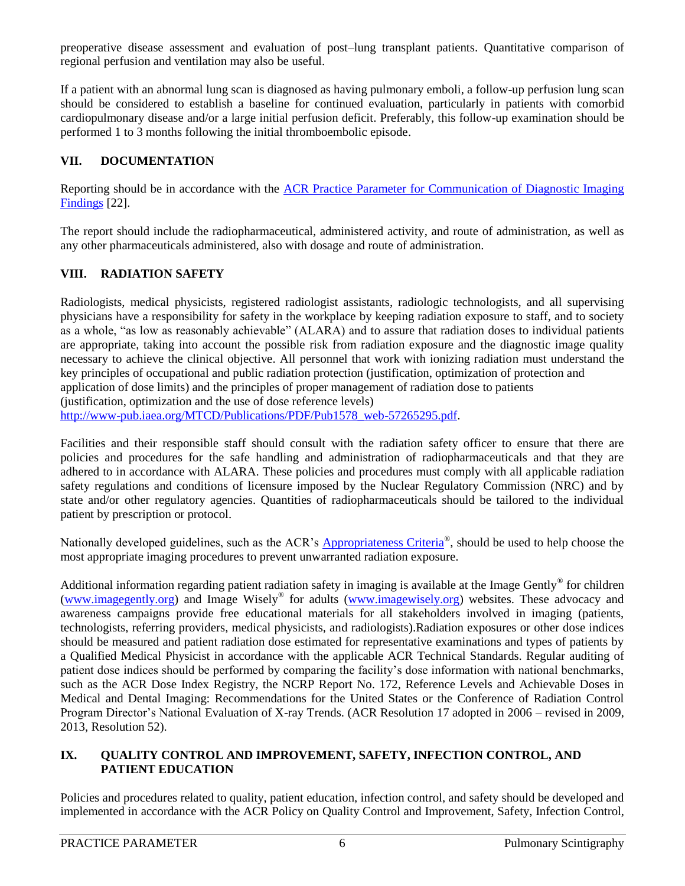preoperative disease assessment and evaluation of post–lung transplant patients. Quantitative comparison of regional perfusion and ventilation may also be useful.

If a patient with an abnormal lung scan is diagnosed as having pulmonary emboli, a follow-up perfusion lung scan should be considered to establish a baseline for continued evaluation, particularly in patients with comorbid cardiopulmonary disease and/or a large initial perfusion deficit. Preferably, this follow-up examination should be performed 1 to 3 months following the initial thromboembolic episode.

## VII. DOCUMENTATION

Reporting should be in accordance with the ACR Practice Parameter for Communication of Diagnostic Imaging Findings [22].

The report should include the radiopharmaceutical, administered activity, and route of administration, as well as any other pharmaceuticals administered, also with dosage and route of administration.

## VIII. RADIATION SAFETY

Radiologists, medical physicists, registered radiologist assistants, radiologic technologists, and all supervising physicians have a responsibility for safety in the workplace by keeping radiation exposure to staff, and to society as a whole, "as low as reasonably achievable" (ALARA) and to assure that radiation doses to individual patients are appropriate, taking into account the possible risk from radiation exposure and the diagnostic image quality necessary to achieve the clinical objective. All personnel that work with ionizing radiation must understand the key principles of occupational and public radiation protection (justification, optimization of protection and application of dose limits) and the principles of proper management of radiation dose to patients (justification, optimization and the use of dose reference levels) http://www-pub.iaea.org/MTCD/Publications/PDF/Pub1578_web-57265295.pdf.

Facilities and their responsible staff should consult with the radiation safety officer to ensure that there are policies and procedures for the safe handling and administration of radiopharmaceuticals and that they are adhered to in accordance with ALARA. These policies and procedures must comply with all applicable radiation safety regulations and conditions of licensure imposed by the Nuclear Regulatory Commission (NRC) and by state and/or other regulatory agencies. Quantities of radiopharmaceuticals should be tailored to the individual patient by prescription or protocol.

Nationally developed guidelines, such as the ACR's Appropriateness Criteria®, should be used to help choose the most appropriate imaging procedures to prevent unwarranted radiation exposure.

Additional information regarding patient radiation safety in imaging is available at the Image Gently® for children (www.imagegently.org) and Image Wisely® for adults (www.imagewisely.org) websites. These advocacy and awareness campaigns provide free educational materials for all stakeholders involved in imaging (patients, technologists, referring providers, medical physicists, and radiologists).Radiation exposures or other dose indices should be measured and patient radiation dose estimated for representative examinations and types of patients by a Qualified Medical Physicist in accordance with the applicable ACR Technical Standards. Regular auditing of patient dose indices should be performed by comparing the facility's dose information with national benchmarks, such as the ACR Dose Index Registry, the NCRP Report No. 172, Reference Levels and Achievable Doses in Medical and Dental Imaging: Recommendations for the United States or the Conference of Radiation Control Program Director's National Evaluation of X-ray Trends. (ACR Resolution 17 adopted in 2006 – revised in 2009, 2013, Resolution 52).

## IX. QUALITY CONTROL AND IMPROVEMENT, SAFETY, INFECTION CONTROL, AND PATIENT EDUCATION

Policies and procedures related to quality, patient education, infection control, and safety should be developed and implemented in accordance with the ACR Policy on Quality Control and Improvement, Safety, Infection Control,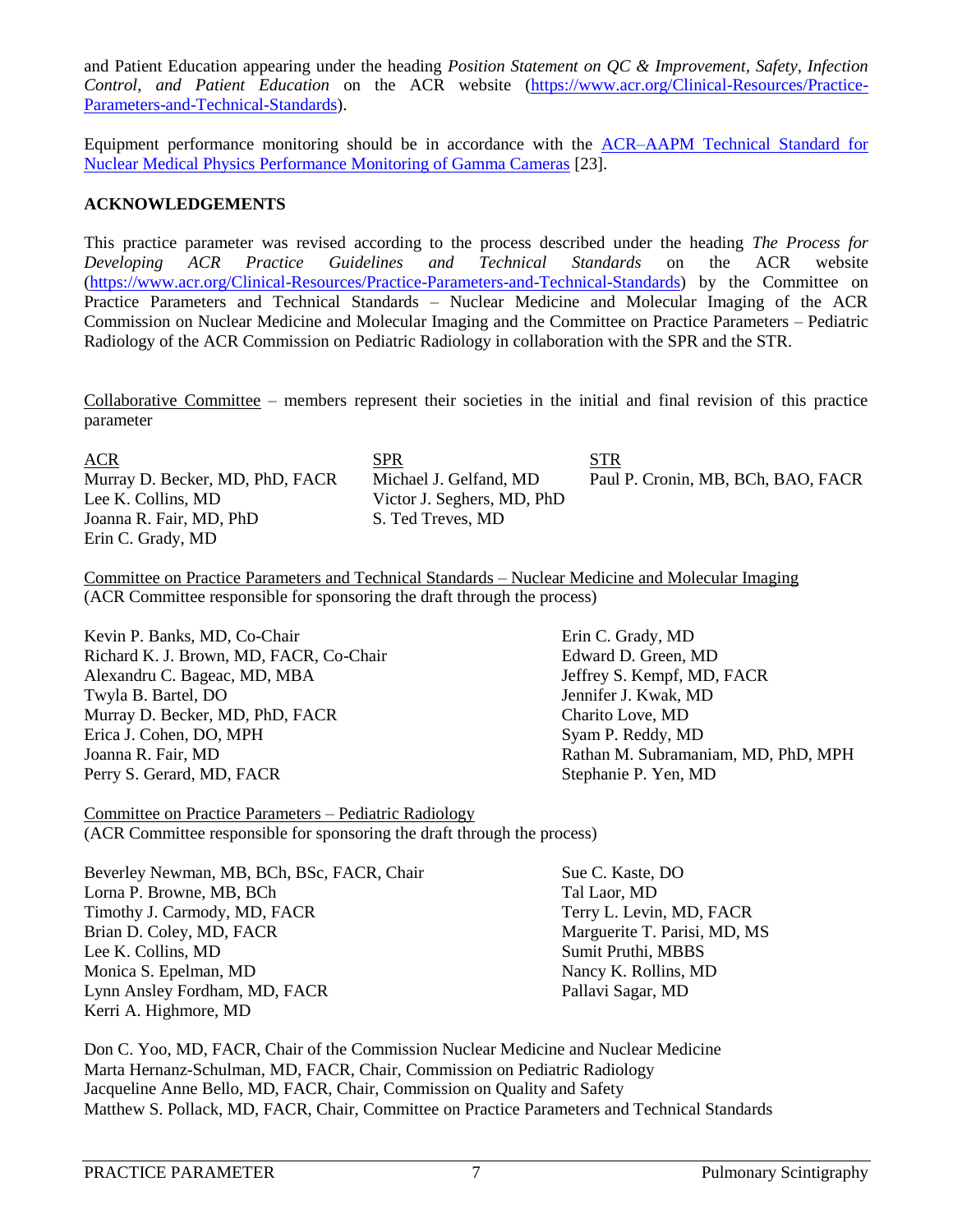and Patient Education appearing under the heading *Position Statement on QC & Improvement, Safety, Infection Control, and Patient Education* on the ACR website (https://www.acr.org/Clinical-Resources/Practice-Parameters-and-Technical-Standards).

Equipment performance monitoring should be in accordance with the ACR–AAPM Technical Standard for Nuclear Medical Physics Performance Monitoring of Gamma Cameras [23].

## ACKNOWLEDGEMENTS

This practice parameter was revised according to the process described under the heading *The Process for Developing ACR Practice Guidelines and Technical Standards* on the ACR website (https://www.acr.org/Clinical-Resources/Practice-Parameters-and-Technical-Standards) by the Committee on Practice Parameters and Technical Standards – Nuclear Medicine and Molecular Imaging of the ACR Commission on Nuclear Medicine and Molecular Imaging and the Committee on Practice Parameters – Pediatric Radiology of the ACR Commission on Pediatric Radiology in collaboration with the SPR and the STR.

Collaborative Committee – members represent their societies in the initial and final revision of this practice parameter

ACR
Murray D. Becker, MD, PhD, FACR
Lee K. Collins, MD
Joanna R. Fair, MD, PhD
Erin C. Grady, MD

SPR
Michael J. Gelfand, MD
Victor J. Seghers, MD, PhD
S. Ted Treves, MD

STR
Paul P. Cronin, MB, BCh, BAO, FACR

Committee on Practice Parameters and Technical Standards – Nuclear Medicine and Molecular Imaging
(ACR Committee responsible for sponsoring the draft through the process)

Kevin P. Banks, MD, Co-Chair
Richard K. J. Brown, MD, FACR, Co-Chair
Alexandru C. Bageac, MD, MBA
Twyla B. Bartel, DO
Murray D. Becker, MD, PhD, FACR
Erica J. Cohen, DO, MPH
Joanna R. Fair, MD
Perry S. Gerard, MD, FACR
Erin C. Grady, MD
Edward D. Green, MD
Jeffrey S. Kempf, MD, FACR
Jennifer J. Kwak, MD
Charito Love, MD
Syam P. Reddy, MD
Rathan M. Subramaniam, MD, PhD, MPH
Stephanie P. Yen, MD

Committee on Practice Parameters – Pediatric Radiology
(ACR Committee responsible for sponsoring the draft through the process)

Beverley Newman, MB, BCh, BSc, FACR, Chair
Lorna P. Browne, MB, BCh
Timothy J. Carmody, MD, FACR
Brian D. Coley, MD, FACR
Lee K. Collins, MD
Monica S. Epelman, MD
Lynn Ansley Fordham, MD, FACR
Kerri A. Highmore, MD
Sue C. Kaste, DO
Tal Laor, MD
Terry L. Levin, MD, FACR
Marguerite T. Parisi, MD, MS
Sumit Pruthi, MBBS
Nancy K. Rollins, MD
Pallavi Sagar, MD

Don C. Yoo, MD, FACR, Chair of the Commission Nuclear Medicine and Nuclear Medicine
Marta Hernanz-Schulman, MD, FACR, Chair, Commission on Pediatric Radiology
Jacqueline Anne Bello, MD, FACR, Chair, Commission on Quality and Safety
Matthew S. Pollack, MD, FACR, Chair, Committee on Practice Parameters and Technical Standards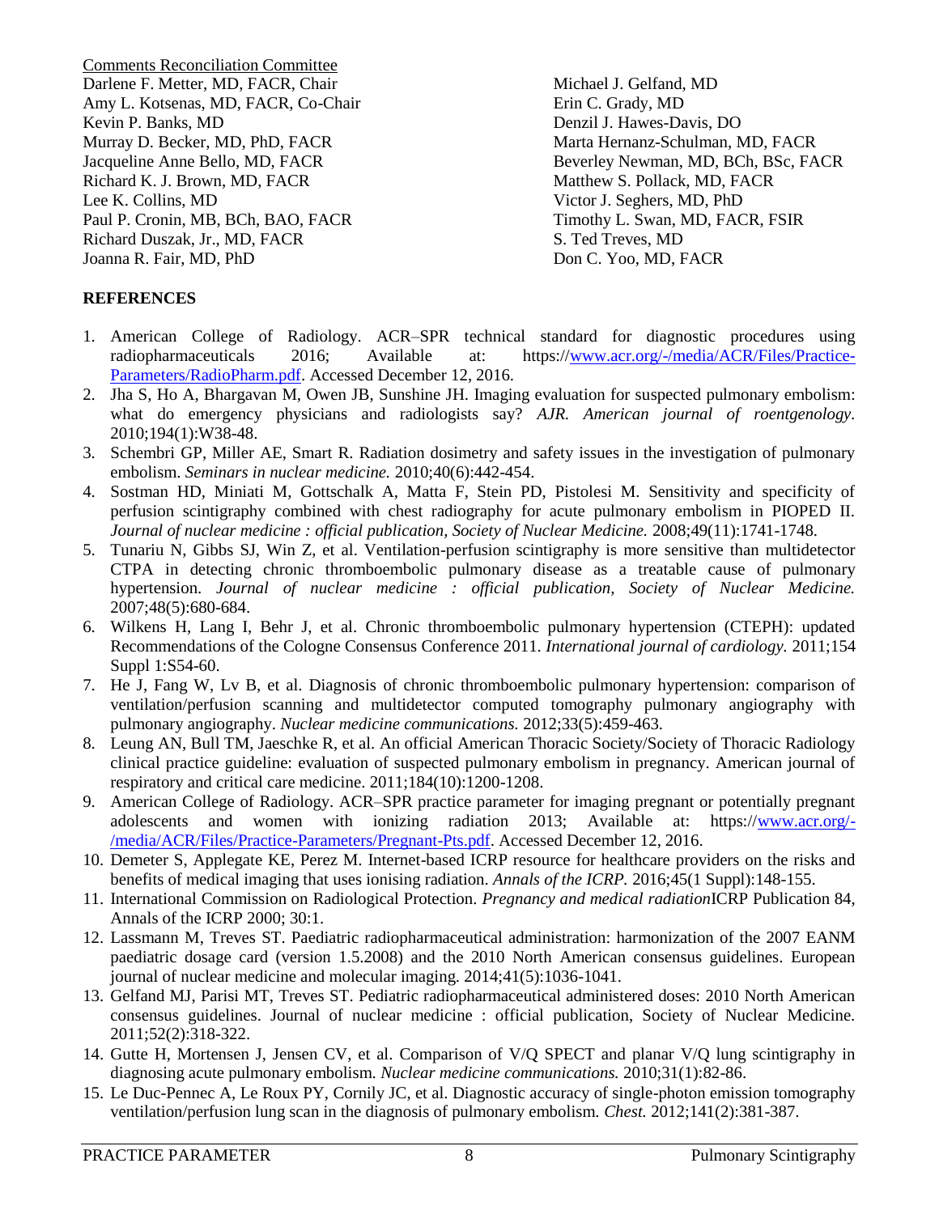Comments Reconciliation Committee

Darlene F. Metter, MD, FACR, Chair
Amy L. Kotsenas, MD, FACR, Co-Chair
Kevin P. Banks, MD
Murray D. Becker, MD, PhD, FACR
Jacqueline Anne Bello, MD, FACR
Richard K. J. Brown, MD, FACR
Lee K. Collins, MD
Paul P. Cronin, MB, BCh, BAO, FACR
Richard Duszak, Jr., MD, FACR
Joanna R. Fair, MD, PhD
Michael J. Gelfand, MD
Erin C. Grady, MD
Denzil J. Hawes-Davis, DO
Marta Hernanz-Schulman, MD, FACR
Beverley Newman, MD, BCh, BSc, FACR
Matthew S. Pollack, MD, FACR
Victor J. Seghers, MD, PhD
Timothy L. Swan, MD, FACR, FSIR
S. Ted Treves, MD
Don C. Yoo, MD, FACR

## REFERENCES

1. American College of Radiology. ACR–SPR technical standard for diagnostic procedures using radiopharmaceuticals 2016; Available at: https://www.acr.org/-/media/ACR/Files/Practice-Parameters/RadioPharm.pdf. Accessed December 12, 2016.
2. Jha S, Ho A, Bhargavan M, Owen JB, Sunshine JH. Imaging evaluation for suspected pulmonary embolism: what do emergency physicians and radiologists say? *AJR. American journal of roentgenology.* 2010;194(1):W38-48.
3. Schembri GP, Miller AE, Smart R. Radiation dosimetry and safety issues in the investigation of pulmonary embolism. *Seminars in nuclear medicine.* 2010;40(6):442-454.
4. Sostman HD, Miniati M, Gottschalk A, Matta F, Stein PD, Pistolesi M. Sensitivity and specificity of perfusion scintigraphy combined with chest radiography for acute pulmonary embolism in PIOPED II. *Journal of nuclear medicine : official publication, Society of Nuclear Medicine.* 2008;49(11):1741-1748.
5. Tunariu N, Gibbs SJ, Win Z, et al. Ventilation-perfusion scintigraphy is more sensitive than multidetector CTPA in detecting chronic thromboembolic pulmonary disease as a treatable cause of pulmonary hypertension. *Journal of nuclear medicine : official publication, Society of Nuclear Medicine.* 2007;48(5):680-684.
6. Wilkens H, Lang I, Behr J, et al. Chronic thromboembolic pulmonary hypertension (CTEPH): updated Recommendations of the Cologne Consensus Conference 2011. *International journal of cardiology.* 2011;154 Suppl 1:S54-60.
7. He J, Fang W, Lv B, et al. Diagnosis of chronic thromboembolic pulmonary hypertension: comparison of ventilation/perfusion scanning and multidetector computed tomography pulmonary angiography with pulmonary angiography. *Nuclear medicine communications.* 2012;33(5):459-463.
8. Leung AN, Bull TM, Jaeschke R, et al. An official American Thoracic Society/Society of Thoracic Radiology clinical practice guideline: evaluation of suspected pulmonary embolism in pregnancy. American journal of respiratory and critical care medicine. 2011;184(10):1200-1208.
9. American College of Radiology. ACR–SPR practice parameter for imaging pregnant or potentially pregnant adolescents and women with ionizing radiation 2013; Available at: https://www.acr.org/-/media/ACR/Files/Practice-Parameters/Pregnant-Pts.pdf. Accessed December 12, 2016.
10. Demeter S, Applegate KE, Perez M. Internet-based ICRP resource for healthcare providers on the risks and benefits of medical imaging that uses ionising radiation. *Annals of the ICRP.* 2016;45(1 Suppl):148-155.
11. International Commission on Radiological Protection. *Pregnancy and medical radiation*ICRP Publication 84, Annals of the ICRP 2000; 30:1.
12. Lassmann M, Treves ST. Paediatric radiopharmaceutical administration: harmonization of the 2007 EANM paediatric dosage card (version 1.5.2008) and the 2010 North American consensus guidelines. European journal of nuclear medicine and molecular imaging. 2014;41(5):1036-1041.
13. Gelfand MJ, Parisi MT, Treves ST. Pediatric radiopharmaceutical administered doses: 2010 North American consensus guidelines. Journal of nuclear medicine : official publication, Society of Nuclear Medicine. 2011;52(2):318-322.
14. Gutte H, Mortensen J, Jensen CV, et al. Comparison of V/Q SPECT and planar V/Q lung scintigraphy in diagnosing acute pulmonary embolism. *Nuclear medicine communications.* 2010;31(1):82-86.
15. Le Duc-Pennec A, Le Roux PY, Cornily JC, et al. Diagnostic accuracy of single-photon emission tomography ventilation/perfusion lung scan in the diagnosis of pulmonary embolism. *Chest.* 2012;141(2):381-387.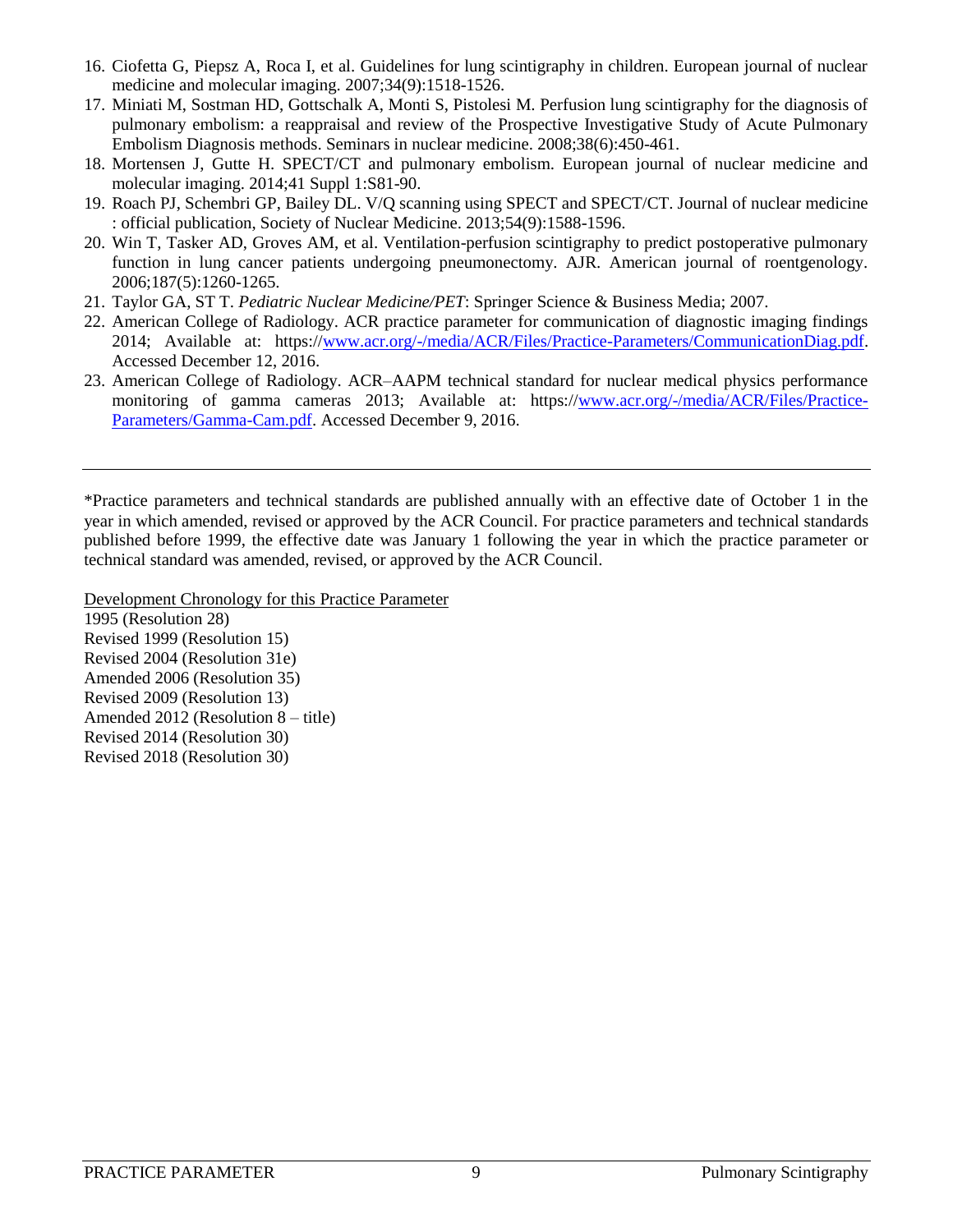16. Ciofetta G, Piepsz A, Roca I, et al. Guidelines for lung scintigraphy in children. European journal of nuclear medicine and molecular imaging. 2007;34(9):1518-1526.
17. Miniati M, Sostman HD, Gottschalk A, Monti S, Pistolesi M. Perfusion lung scintigraphy for the diagnosis of pulmonary embolism: a reappraisal and review of the Prospective Investigative Study of Acute Pulmonary Embolism Diagnosis methods. Seminars in nuclear medicine. 2008;38(6):450-461.
18. Mortensen J, Gutte H. SPECT/CT and pulmonary embolism. European journal of nuclear medicine and molecular imaging. 2014;41 Suppl 1:S81-90.
19. Roach PJ, Schembri GP, Bailey DL. V/Q scanning using SPECT and SPECT/CT. Journal of nuclear medicine : official publication, Society of Nuclear Medicine. 2013;54(9):1588-1596.
20. Win T, Tasker AD, Groves AM, et al. Ventilation-perfusion scintigraphy to predict postoperative pulmonary function in lung cancer patients undergoing pneumonectomy. AJR. American journal of roentgenology. 2006;187(5):1260-1265.
21. Taylor GA, ST T. *Pediatric Nuclear Medicine/PET*: Springer Science & Business Media; 2007.
22. American College of Radiology. ACR practice parameter for communication of diagnostic imaging findings 2014; Available at: https://www.acr.org/-/media/ACR/Files/Practice-Parameters/CommunicationDiag.pdf. Accessed December 12, 2016.
23. American College of Radiology. ACR–AAPM technical standard for nuclear medical physics performance monitoring of gamma cameras 2013; Available at: https://www.acr.org/-/media/ACR/Files/Practice-Parameters/Gamma-Cam.pdf. Accessed December 9, 2016.

---

*Practice parameters and technical standards are published annually with an effective date of October 1 in the year in which amended, revised or approved by the ACR Council. For practice parameters and technical standards published before 1999, the effective date was January 1 following the year in which the practice parameter or technical standard was amended, revised, or approved by the ACR Council.

Development Chronology for this Practice Parameter

1995 (Resolution 28)
Revised 1999 (Resolution 15)
Revised 2004 (Resolution 31e)
Amended 2006 (Resolution 35)
Revised 2009 (Resolution 13)
Amended 2012 (Resolution 8 – title)
Revised 2014 (Resolution 30)
Revised 2018 (Resolution 30)